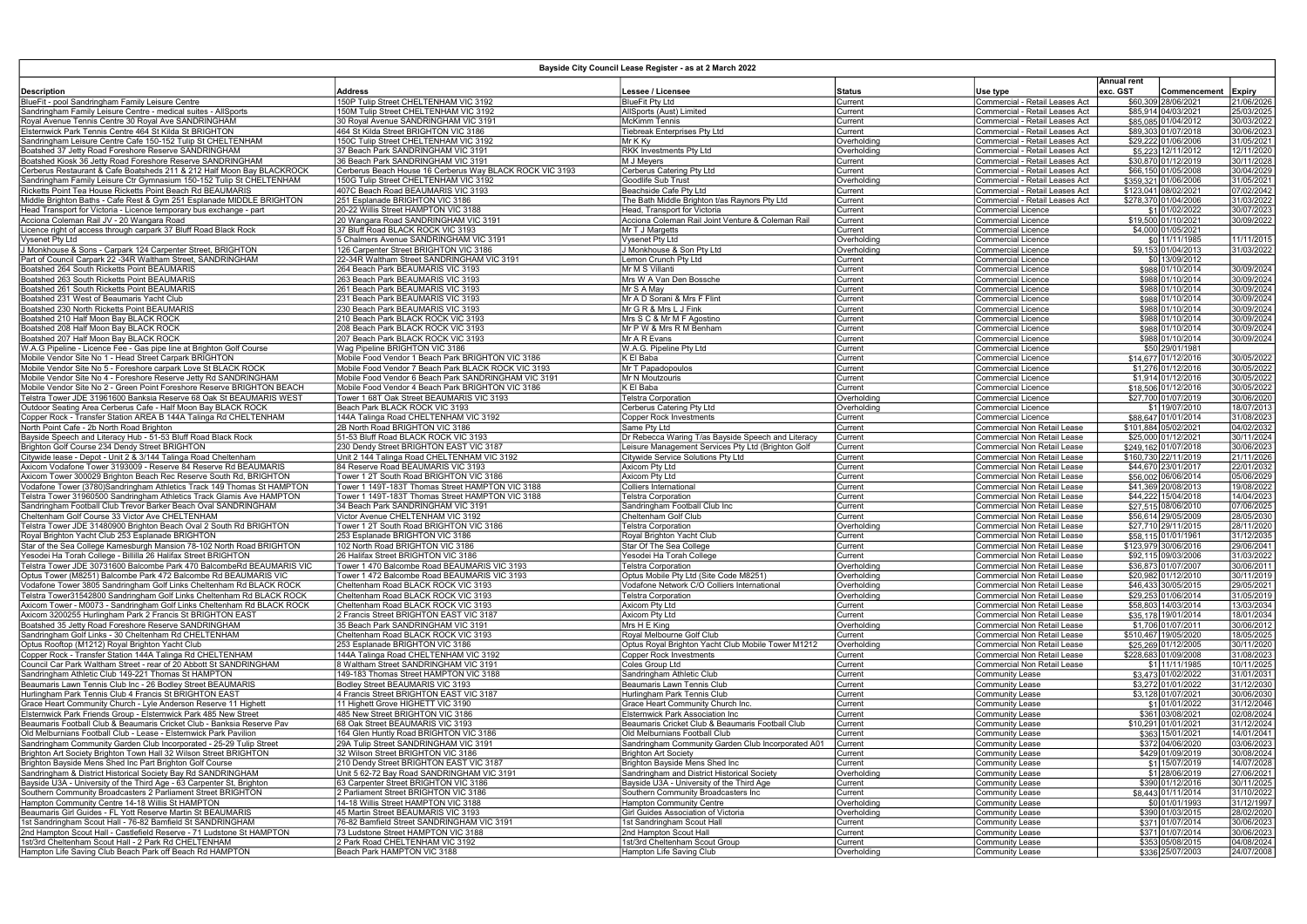# Bayside City Council Lease Register - as at 2 March 2022

| Description | Address | Lessee / Licensee | Status | Use type | Annual rent exc. GST | Commencement | Expiry |
|---|---|---|---|---|---|---|---|
| BlueFit - pool Sandringham Family Leisure Centre | 150P Tulip Street CHELTENHAM VIC 3192 | BlueFit Pty Ltd | Current | Commercial - Retail Leases Act | $60,309 | 28/06/2021 | 21/06/2026 |
| Sandringham Family Leisure Centre - medical suites - AllSports | 150M Tulip Street CHELTENHAM VIC 3192 | AllSports (Aust) Limited | Current | Commercial - Retail Leases Act | $85,914 | 04/03/2021 | 25/03/2025 |
| Royal Avenue Tennis Centre 30 Royal Ave SANDRINGHAM | 30 Royal Avenue SANDRINGHAM VIC 3191 | McKimm Tennis | Current | Commercial - Retail Leases Act | $85,085 | 01/04/2012 | 30/03/2022 |
| Elsternwick Park Tennis Centre 464 St Kilda St BRIGHTON | 464 St Kilda Street BRIGHTON VIC 3186 | Tiebreak Enterprises Pty Ltd | Current | Commercial - Retail Leases Act | $89,303 | 01/07/2018 | 30/06/2023 |
| Sandringham Leisure Centre Cafe 150-152 Tulip St CHELTENHAM | 150C Tulip Street CHELTENHAM VIC 3192 | Mr K Ky | Overholding | Commercial - Retail Leases Act | $29,222 | 01/06/2006 | 31/05/2021 |
| Boatshed 37 Jetty Road Foreshore Reserve SANDRINGHAM | 37 Beach Park SANDRINGHAM VIC 3191 | RKK Investments Pty Ltd | Overholding | Commercial - Retail Leases Act | $5,223 | 12/11/2012 | 12/11/2020 |
| Boatshed Kiosk 36 Jetty Road Foreshore Reserve SANDRINGHAM | 36 Beach Park SANDRINGHAM VIC 3191 | M J Meyers | Current | Commercial - Retail Leases Act | $30,870 | 01/12/2019 | 30/11/2028 |
| Cerberus Restaurant & Cafe Boatsheds 211 & 212 Half Moon Bay BLACKROCK | Cerberus Beach House 16 Cerberus Way BLACK ROCK VIC 3193 | Cerberus Catering Pty Ltd | Current | Commercial - Retail Leases Act | $66,150 | 01/05/2008 | 30/04/2029 |
| Sandringham Family Leisure Ctr Gymnasium 150-152 Tulip St CHELTENHAM | 150G Tulip Street CHELTENHAM VIC 3192 | Goodlife Sub Trust | Overholding | Commercial - Retail Leases Act | $359,321 | 01/06/2006 | 31/05/2021 |
| Ricketts Point Tea House Ricketts Point Beach Rd BEAUMARIS | 407C Beach Road BEAUMARIS VIC 3193 | Beachside Cafe Pty Ltd | Current | Commercial - Retail Leases Act | $123,041 | 08/02/2021 | 07/02/2042 |
| Middle Brighton Baths - Cafe Rest & Gym 251 Esplanade MIDDLE BRIGHTON | 251 Esplanade BRIGHTON VIC 3186 | The Bath Middle Brighton t/as Raynors Pty Ltd | Current | Commercial - Retail Leases Act | $278,370 | 01/04/2006 | 31/03/2022 |
| Head Transport for Victoria - Licence temporary bus exchange - part | 20-22 Willis Street HAMPTON VIC 3188 | Head, Transport for Victoria | Current | Commercial Licence | $1 | 01/02/2022 | 30/07/2023 |
| Acciona Coleman Rail JV - 20 Wangara Road | 20 Wangara Road SANDRINGHAM VIC 3191 | Acciona Coleman Rail Joint Venture & Coleman Rail | Current | Commercial Licence | $19,500 | 01/10/2021 | 30/09/2022 |
| Licence right of access through carpark 37 Bluff Road Black Rock | 37 Bluff Road BLACK ROCK VIC 3193 | Mr T J Margetts | Current | Commercial Licence | $4,000 | 01/05/2021 | |
| Vysenet Pty Ltd | 5 Chalmers Avenue SANDRINGHAM VIC 3191 | Vysenet Pty Ltd | Overholding | Commercial Licence | $0 | 11/11/1985 | 11/11/2015 |
| J Monkhouse & Sons - Carpark 124 Carpenter Street, BRIGHTON | 126 Carpenter Street BRIGHTON VIC 3186 | J Monkhouse & Son Pty Ltd | Overholding | Commercial Licence | $9,153 | 01/04/2013 | 31/03/2022 |
| Part of Council Carpark 22 -34R Waltham Street, SANDRINGHAM | 22-34R Waltham Street SANDRINGHAM VIC 3191 | Lemon Crunch Pty Ltd | Current | Commercial Licence | $0 | 13/09/2012 | |
| Boatshed 264 South Ricketts Point BEAUMARIS | 264 Beach Park BEAUMARIS VIC 3193 | Mr M S Villanti | Current | Commercial Licence | $988 | 01/10/2014 | 30/09/2024 |
| Boatshed 263 South Ricketts Point BEAUMARIS | 263 Beach Park BEAUMARIS VIC 3193 | Mrs W A Van Den Bossche | Current | Commercial Licence | $988 | 01/10/2014 | 30/09/2024 |
| Boatshed 261 South Ricketts Point BEAUMARIS | 261 Beach Park BEAUMARIS VIC 3193 | Mr S A May | Current | Commercial Licence | $988 | 01/10/2014 | 30/09/2024 |
| Boatshed 231 West of Beaumaris Yacht Club | 231 Beach Park BEAUMARIS VIC 3193 | Mr A D Sorani & Mrs F Flint | Current | Commercial Licence | $988 | 01/10/2014 | 30/09/2024 |
| Boatshed 230 North Ricketts Point BEAUMARIS | 230 Beach Park BEAUMARIS VIC 3193 | Mr G R & Mrs L J Fink | Current | Commercial Licence | $988 | 01/10/2014 | 30/09/2024 |
| Boatshed 210 Half Moon Bay BLACK ROCK | 210 Beach Park BLACK ROCK VIC 3193 | Mrs S C & Mr M F Agostino | Current | Commercial Licence | $988 | 01/10/2014 | 30/09/2024 |
| Boatshed 208 Half Moon Bay BLACK ROCK | 208 Beach Park BLACK ROCK VIC 3193 | Mr P W & Mrs R M Benham | Current | Commercial Licence | $988 | 01/10/2014 | 30/09/2024 |
| Boatshed 207 Half Moon Bay BLACK ROCK | 207 Beach Park BLACK ROCK VIC 3193 | Mr A R Evans | Current | Commercial Licence | $988 | 01/10/2014 | 30/09/2024 |
| W.A.G Pipeline - Licence Fee - Gas pipe line at Brighton Golf Course | Wag Pipeline BRIGHTON VIC 3186 | W.A.G. Pipeline Pty Ltd | Current | Commercial Licence | $50 | 29/01/1981 | |
| Mobile Vendor Site No 1 - Head Street Carpark BRIGHTON | Mobile Food Vendor 1 Beach Park BRIGHTON VIC 3186 | K El Baba | Current | Commercial Licence | $14,677 | 01/12/2016 | 30/05/2022 |
| Mobile Vendor Site No 5 - Foreshore carpark Love St BLACK ROCK | Mobile Food Vendor 7 Beach Park BLACK ROCK VIC 3193 | Mr T Papadopoulos | Current | Commercial Licence | $1,276 | 01/12/2016 | 30/05/2022 |
| Mobile Vendor Site No 4 - Foreshore Reserve Jetty Rd SANDRINGHAM | Mobile Food Vendor 6 Beach Park SANDRINGHAM VIC 3191 | Mr N Moutzouris | Current | Commercial Licence | $1,914 | 01/12/2016 | 30/05/2022 |
| Mobile Vendor Site No 2 - Green Point Foreshore Reserve BRIGHTON BEACH | Mobile Food Vendor 4 Beach Park BRIGHTON VIC 3186 | K El Baba | Current | Commercial Licence | $18,506 | 01/12/2016 | 30/05/2022 |
| Telstra Tower JDE 31961600 Banksia Reserve 68 Oak St BEAUMARIS WEST | Tower 1 68T Oak Street BEAUMARIS VIC 3193 | Telstra Corporation | Overholding | Commercial Licence | $27,700 | 01/07/2019 | 30/06/2020 |
| Outdoor Seating Area Cerberus Cafe - Half Moon Bay BLACK ROCK | Beach Park BLACK ROCK VIC 3193 | Cerberus Catering Pty Ltd | Overholding | Commercial Licence | $1 | 19/07/2010 | 18/07/2013 |
| Copper Rock - Transfer Station AREA B 144A Talinga Rd CHELTENHAM | 144A Talinga Road CHELTENHAM VIC 3192 | Copper Rock Investments | Current | Commercial Licence | $88,647 | 01/01/2014 | 31/08/2023 |
| North Point Cafe - 2b North Road Brighton | 2B North Road BRIGHTON VIC 3186 | Same Pty Ltd | Current | Commercial Non Retail Lease | $101,884 | 05/02/2021 | 04/02/2032 |
| Bayside Speech and Literacy Hub - 51-53 Bluff Road Black Rock | 51-53 Bluff Road BLACK ROCK VIC 3193 | Dr Rebecca Waring T/as Bayside Speech and Literacy | Current | Commercial Non Retail Lease | $25,000 | 01/12/2021 | 30/11/2024 |
| Brighton Golf Course 234 Dendy Street BRIGHTON | 230 Dendy Street BRIGHTON EAST VIC 3187 | Leisure Management Services Pty Ltd (Brighton Golf | Current | Commercial Non Retail Lease | $249,162 | 01/07/2018 | 30/06/2023 |
| Citywide lease - Depot - Unit 2 & 3/144 Talinga Road Cheltenham | Unit 2 144 Talinga Road CHELTENHAM VIC 3192 | Citywide Service Solutions Pty Ltd | Current | Commercial Non Retail Lease | $160,730 | 22/11/2019 | 21/11/2026 |
| Axicom Vodafone Tower 3193009 - Reserve 84 Reserve Rd BEAUMARIS | 84 Reserve Road BEAUMARIS VIC 3193 | Axicom Pty Ltd | Current | Commercial Non Retail Lease | $44,670 | 23/01/2017 | 22/01/2032 |
| Axicom Tower 300029 Brighton Beach Rec Reserve South Rd, BRIGHTON | Tower 1 2T South Road BRIGHTON VIC 3186 | Axicom Pty Ltd | Current | Commercial Non Retail Lease | $56,002 | 06/06/2014 | 05/06/2029 |
| Vodafone Tower (3780)Sandringham Athletics Track 149 Thomas St HAMPTON | Tower 1 149T-183T Thomas Street HAMPTON VIC 3188 | Colliers International | Current | Commercial Non Retail Lease | $41,369 | 20/08/2013 | 19/08/2022 |
| Telstra Tower 31960500 Sandringham Athletics Track Glamis Ave HAMPTON | Tower 1 149T-183T Thomas Street HAMPTON VIC 3188 | Telstra Corporation | Current | Commercial Non Retail Lease | $44,222 | 15/04/2018 | 14/04/2023 |
| Sandringham Football Club Trevor Barker Beach Oval SANDRINGHAM | 34 Beach Park SANDRINGHAM VIC 3191 | Sandringham Football Club Inc | Current | Commercial Non Retail Lease | $27,515 | 08/06/2010 | 07/06/2025 |
| Cheltenham Golf Course 33 Victor Ave CHELTENHAM | Victor Avenue CHELTENHAM VIC 3192 | Cheltenham Golf Club | Current | Commercial Non Retail Lease | $56,614 | 29/05/2009 | 28/05/2030 |
| Telstra Tower JDE 31480900 Brighton Beach Oval 2 South Rd BRIGHTON | Tower 1 2T South Road BRIGHTON VIC 3186 | Telstra Corporation | Overholding | Commercial Non Retail Lease | $27,710 | 29/11/2015 | 28/11/2020 |
| Royal Brighton Yacht Club 253 Esplanade BRIGHTON | 253 Esplanade BRIGHTON VIC 3186 | Royal Brighton Yacht Club | Current | Commercial Non Retail Lease | $58,115 | 01/01/1961 | 31/12/2035 |
| Star of the Sea College Kamesburgh Mansion 78-102 North Road BRIGHTON | 102 North Road BRIGHTON VIC 3186 | Star Of The Sea College | Current | Commercial Non Retail Lease | $123,979 | 30/06/2016 | 29/06/2041 |
| Yesodei Ha Torah College - Billilla 26 Halifax Street BRIGHTON | 26 Halifax Street BRIGHTON VIC 3186 | Yesodei Ha Torah College | Current | Commercial Non Retail Lease | $92,115 | 09/03/2006 | 31/03/2022 |
| Telstra Tower JDE 30731600 Balcombe Park 470 BalcombeRd BEAUMARIS VIC | Tower 1 470 Balcombe Road BEAUMARIS VIC 3193 | Telstra Corporation | Overholding | Commercial Non Retail Lease | $36,873 | 01/07/2007 | 30/06/2011 |
| Optus Tower (M8251) Balcombe Park 472 Balcombe Rd BEAUMARIS VIC | Tower 1 472 Balcombe Road BEAUMARIS VIC 3193 | Optus Mobile Pty Ltd (Site Code M8251) | Overholding | Commercial Non Retail Lease | $20,982 | 01/12/2010 | 30/11/2019 |
| Vodafone Tower 3805 Sandringham Golf Links Cheltenham Rd BLACK ROCK | Cheltenham Road BLACK ROCK VIC 3193 | Vodafone Network C/O Colliers International | Overholding | Commercial Non Retail Lease | $46,433 | 30/05/2015 | 29/05/2021 |
| Telstra Tower31542800 Sandringham Golf Links Cheltenham Rd BLACK ROCK | Cheltenham Road BLACK ROCK VIC 3193 | Telstra Corporation | Overholding | Commercial Non Retail Lease | $29,253 | 01/06/2014 | 31/05/2019 |
| Axicom Tower - M0073 - Sandringham Golf Links Cheltenham Rd BLACK ROCK | Cheltenham Road BLACK ROCK VIC 3193 | Axicom Pty Ltd | Current | Commercial Non Retail Lease | $58,803 | 14/03/2014 | 13/03/2034 |
| Axicom 3200255 Hurlingham Park 2 Francis St BRIGHTON EAST | 2 Francis Street BRIGHTON EAST VIC 3187 | Axicom Pty Ltd | Current | Commercial Non Retail Lease | $35,178 | 19/01/2014 | 18/01/2034 |
| Boatshed 35 Jetty Road Foreshore Reserve SANDRINGHAM | 35 Beach Park SANDRINGHAM VIC 3191 | Mrs H E King | Overholding | Commercial Non Retail Lease | $1,706 | 01/07/2011 | 30/06/2012 |
| Sandringham Golf Links - 30 Cheltenham Rd CHELTENHAM | Cheltenham Road BLACK ROCK VIC 3193 | Royal Melbourne Golf Club | Current | Commercial Non Retail Lease | $510,467 | 19/05/2020 | 18/05/2025 |
| Optus Rooftop (M1212) Royal Brighton Yacht Club | 253 Esplanade BRIGHTON VIC 3186 | Optus Royal Brighton Yacht Club Mobile Tower M1212 | Overholding | Commercial Non Retail Lease | $25,269 | 01/12/2005 | 30/11/2020 |
| Copper Rock - Transfer Station 144A Talinga Rd CHELTENHAM | 144A Talinga Road CHELTENHAM VIC 3192 | Copper Rock Investments | Current | Commercial Non Retail Lease | $228,683 | 01/09/2008 | 31/08/2023 |
| Council Car Park Waltham Street - rear of 20 Abbott St SANDRINGHAM | 8 Waltham Street SANDRINGHAM VIC 3191 | Coles Group Ltd | Current | Commercial Non Retail Lease | $1 | 11/11/1985 | 10/11/2025 |
| Sandringham Athletic Club 149-221 Thomas St HAMPTON | 149-183 Thomas Street HAMPTON VIC 3188 | Sandringham Athletic Club | Current | Community Lease | $3,473 | 01/02/2022 | 31/01/2031 |
| Beaumaris Lawn Tennis Club Inc - 26 Bodley Street BEAUMARIS | Bodley Street BEAUMARIS VIC 3193 | Beaumaris Lawn Tennis Club | Current | Community Lease | $3,272 | 01/01/2022 | 31/12/2030 |
| Hurlingham Park Tennis Club 4 Francis St BRIGHTON EAST | 4 Francis Street BRIGHTON EAST VIC 3187 | Hurlingham Park Tennis Club | Current | Community Lease | $3,128 | 01/07/2021 | 30/06/2030 |
| Grace Heart Community Church - Lyle Anderson Reserve 11 Highett | 11 Highett Grove HIGHETT VIC 3190 | Grace Heart Community Church Inc. | Current | Community Lease | $1 | 01/01/2022 | 31/12/2046 |
| Elsternwick Park Friends Group - Elsternwick Park 485 New Street | 485 New Street BRIGHTON VIC 3186 | Elsternwick Park Association Inc | Current | Community Lease | $361 | 03/08/2021 | 02/08/2024 |
| Beaumaris Football Club & Beaumaris Cricket Club - Banksia Reserve Pav | 68 Oak Street BEAUMARIS VIC 3193 | Beaumaris Cricket Club & Beaumaris Football Club | Current | Community Lease | $10,291 | 01/01/2021 | 31/12/2024 |
| Old Melburnians Football Club - Lease - Elsternwick Park Pavilion | 164 Glen Huntly Road BRIGHTON VIC 3186 | Old Melburnians Football Club | Current | Community Lease | $363 | 15/01/2021 | 14/01/2041 |
| Sandringham Community Garden Club Incorporated - 25-29 Tulip Street | 29A Tulip Street SANDRINGHAM VIC 3191 | Sandringham Community Garden Club Incorporated A01 | Current | Community Lease | $372 | 04/06/2020 | 03/06/2023 |
| Brighton Art Society Brighton Town Hall 32 Wilson Street BRIGHTON | 32 Wilson Street BRIGHTON VIC 3186 | Brighton Art Society | Current | Community Lease | $429 | 01/09/2019 | 30/08/2024 |
| Brighton Bayside Mens Shed Inc Part Brighton Golf Course | 210 Dendy Street BRIGHTON EAST VIC 3187 | Brighton Bayside Mens Shed Inc | Current | Community Lease | $1 | 15/07/2019 | 14/07/2028 |
| Sandringham & District Historical Society Bay Rd SANDRINGHAM | Unit 5 62-72 Bay Road SANDRINGHAM VIC 3191 | Sandringham and District Historical Society | Overholding | Community Lease | $1 | 28/06/2019 | 27/06/2021 |
| Bayside U3A - University of the Third Age - 63 Carpenter St, Brighton | 63 Carpenter Street BRIGHTON VIC 3186 | Bayside U3A - University of the Third Age | Current | Community Lease | $390 | 01/12/2016 | 30/11/2025 |
| Southern Community Broadcasters 2 Parliament Street BRIGHTON | 2 Parliament Street BRIGHTON VIC 3186 | Southern Community Broadcasters Inc | Current | Community Lease | $8,443 | 01/11/2014 | 31/10/2022 |
| Hampton Community Centre 14-18 Willis St HAMPTON | 14-18 Willis Street HAMPTON VIC 3188 | Hampton Community Centre | Overholding | Community Lease | $0 | 01/01/1993 | 31/12/1997 |
| Beaumaris Girl Guides - FL Yott Reserve Martin St BEAUMARIS | 45 Martin Street BEAUMARIS VIC 3193 | Girl Guides Association of Victoria | Overholding | Community Lease | $390 | 01/03/2015 | 28/02/2020 |
| 1st Sandringham Scout Hall - 76-82 Bamfield St SANDRINGHAM | 76-82 Bamfield Street SANDRINGHAM VIC 3191 | 1st Sandringham Scout Hall | Current | Community Lease | $371 | 01/07/2014 | 30/06/2023 |
| 2nd Hampton Scout Hall - Castlefield Reserve - 71 Ludstone St HAMPTON | 73 Ludstone Street HAMPTON VIC 3188 | 2nd Hampton Scout Hall | Current | Community Lease | $371 | 01/07/2014 | 30/06/2023 |
| 1st/3rd Cheltenham Scout Hall - 2 Park Rd CHELTENHAM | 2 Park Road CHELTENHAM VIC 3192 | 1st/3rd Cheltenham Scout Group | Current | Community Lease | $353 | 05/08/2015 | 04/08/2024 |
| Hampton Life Saving Club Beach Park off Beach Rd HAMPTON | Beach Park HAMPTON VIC 3188 | Hampton Life Saving Club | Overholding | Community Lease | $336 | 25/07/2003 | 24/07/2008 |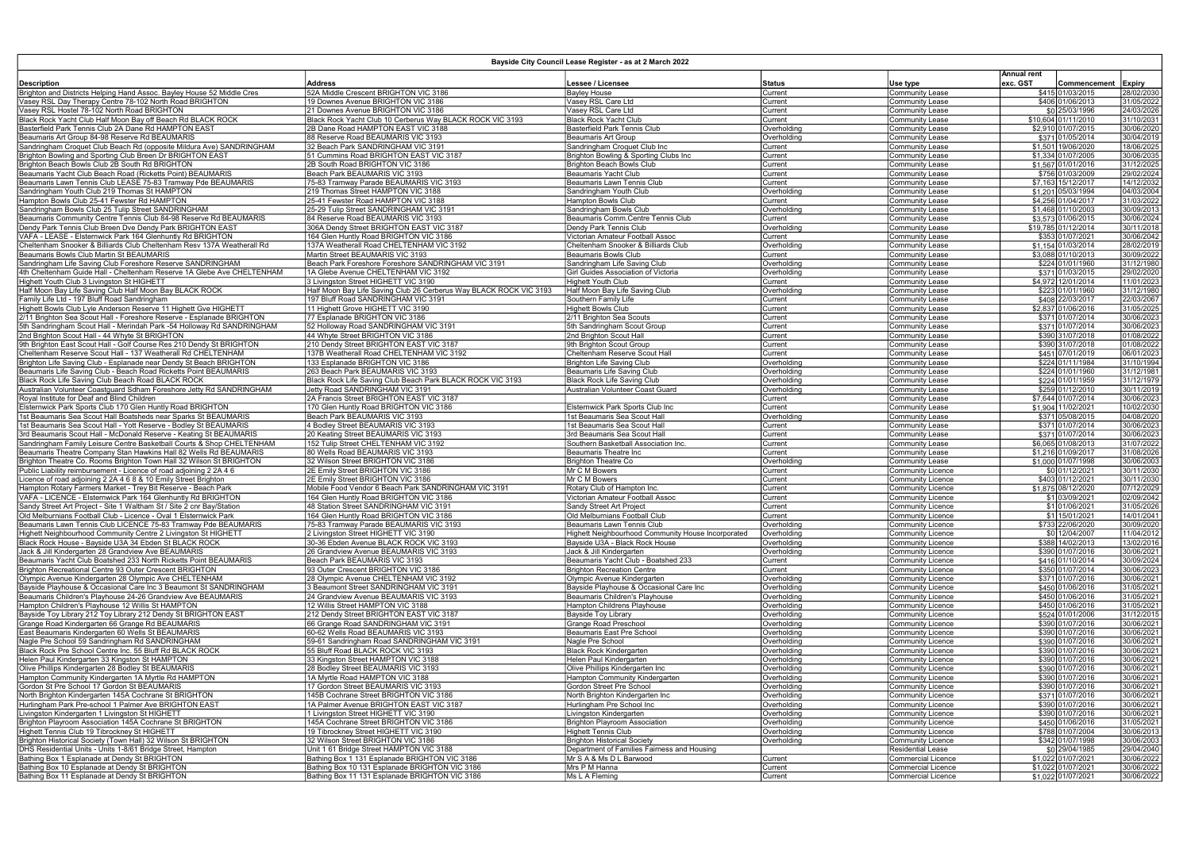## Bayside City Council Lease Register - as at 2 March 2022

| Description | Address | Lessee / Licensee | Status | Use type | Annual rent exc. GST | Commencement | Expiry |
|---|---|---|---|---|---|---|---|
| Brighton and Districts Helping Hand Assoc. Bayley House 52 Middle Cres | 52A Middle Crescent BRIGHTON VIC 3186 | Bayley House | Current | Community Lease | $415 | 01/03/2015 | 28/02/2030 |
| Vasey RSL Day Therapy Centre 78-102 North Road BRIGHTON | 19 Downes Avenue BRIGHTON VIC 3186 | Vasey RSL Care Ltd | Current | Community Lease | $406 | 01/06/2013 | 31/05/2022 |
| Vasey RSL Hostel 78-102 North Road BRIGHTON | 21 Downes Avenue BRIGHTON VIC 3186 | Vasey RSL Care Ltd | Current | Community Lease | $0 | 25/03/1996 | 24/03/2026 |
| Black Rock Yacht Club Half Moon Bay off Beach Rd BLACK ROCK | Black Rock Yacht Club 10 Cerberus Way BLACK ROCK VIC 3193 | Black Rock Yacht Club | Current | Community Lease | $10,604 | 01/11/2010 | 31/10/2031 |
| Basterfield Park Tennis Club 2A Dane Rd HAMPTON EAST | 2B Dane Road HAMPTON EAST VIC 3188 | Basterfield Park Tennis Club | Overholding | Community Lease | $2,910 | 01/07/2015 | 30/06/2020 |
| Beaumaris Art Group 84-98 Reserve Rd BEAUMARIS | 88 Reserve Road BEAUMARIS VIC 3193 | Beaumaris Art Group | Overholding | Community Lease | $371 | 01/05/2014 | 30/04/2019 |
| Sandringham Croquet Club Beach Rd (opposite Mildura Ave) SANDRINGHAM | 32 Beach Park SANDRINGHAM VIC 3191 | Sandringham Croquet Club Inc | Current | Community Lease | $1,501 | 19/06/2020 | 18/06/2025 |
| Brighton Bowling and Sporting Club Breen Dr BRIGHTON EAST | 51 Cummins Road BRIGHTON EAST VIC 3187 | Brighton Bowling & Sporting Clubs Inc | Current | Community Lease | $1,334 | 01/07/2005 | 30/06/2035 |
| Brighton Beach Bowls Club 2B South Rd BRIGHTON | 2B South Road BRIGHTON VIC 3186 | Brighton Beach Bowls Club | Current | Community Lease | $1,567 | 01/01/2016 | 31/12/2025 |
| Beaumaris Yacht Club Beach Road (Ricketts Point) BEAUMARIS | Beach Park BEAUMARIS VIC 3193 | Beaumaris Yacht Club | Current | Community Lease | $756 | 01/03/2009 | 29/02/2024 |
| Beaumaris Lawn Tennis Club LEASE 75-83 Tramway Pde BEAUMARIS | 75-83 Tramway Parade BEAUMARIS VIC 3193 | Beaumaris Lawn Tennis Club | Current | Community Lease | $7,163 | 15/12/2017 | 14/12/2032 |
| Sandringham Youth Club 219 Thomas St HAMPTON | 219 Thomas Street HAMPTON VIC 3188 | Sandringham Youth Club | Overholding | Community Lease | $1,201 | 05/03/1994 | 04/03/2004 |
| Hampton Bowls Club 25-41 Fewster Rd HAMPTON | 25-41 Fewster Road HAMPTON VIC 3188 | Hampton Bowls Club | Current | Community Lease | $4,256 | 01/04/2017 | 31/03/2022 |
| Sandringham Bowls Club 25 Tulip Street SANDRINGHAM | 25-29 Tulip Street SANDRINGHAM VIC 3191 | Sandringham Bowls Club | Overholding | Community Lease | $1,468 | 01/10/2003 | 30/09/2013 |
| Beaumaris Community Centre Tennis Club 84-98 Reserve Rd BEAUMARIS | 84 Reserve Road BEAUMARIS VIC 3193 | Beaumaris Comm.Centre Tennis Club | Current | Community Lease | $3,573 | 01/06/2015 | 30/06/2024 |
| Dendy Park Tennis Club Breen Dve Dendy Park BRIGHTON EAST | 306A Dendy Street BRIGHTON EAST VIC 3187 | Dendy Park Tennis Club | Overholding | Community Lease | $19,785 | 01/12/2014 | 30/11/2018 |
| VAFA - LEASE - Elsternwick Park 164 Glenhuntly Rd BRIGHTON | 164 Glen Huntly Road BRIGHTON VIC 3186 | Victorian Amateur Football Assoc | Current | Community Lease | $353 | 01/07/2021 | 30/06/2042 |
| Cheltenham Snooker & Billiards Club Cheltenham Resv 137A Weatherall Rd | 137A Weatherall Road CHELTENHAM VIC 3192 | Cheltenham Snooker & Billiards Club | Overholding | Community Lease | $1,154 | 01/03/2014 | 28/02/2019 |
| Beaumaris Bowls Club Martin St BEAUMARIS | Martin Street BEAUMARIS VIC 3193 | Beaumaris Bowls Club | Current | Community Lease | $3,088 | 01/10/2013 | 30/09/2022 |
| Sandringham Life Saving Club Foreshore Reserve SANDRINGHAM | Beach Park Foreshore Foreshore SANDRINGHAM VIC 3191 | Sandringham Life Saving Club | Overholding | Community Lease | $224 | 01/01/1960 | 31/12/1980 |
| 4th Cheltenham Guide Hall - Cheltenham Reserve 1A Glebe Ave CHELTENHAM | 1A Glebe Avenue CHELTENHAM VIC 3192 | Girl Guides Association of Victoria | Overholding | Community Lease | $371 | 01/03/2015 | 29/02/2020 |
| Highett Youth Club 3 Livingston St HIGHETT | 3 Livingston Street HIGHETT VIC 3190 | Highett Youth Club | Current | Community Lease | $4,972 | 12/01/2014 | 11/01/2023 |
| Half Moon Bay Life Saving Club Half Moon Bay BLACK ROCK | Half Moon Bay Life Saving Club 26 Cerberus Way BLACK ROCK VIC 3193 | Half Moon Bay Life Saving Club | Overholding | Community Lease | $223 | 01/01/1960 | 31/12/1980 |
| Family Life Ltd - 197 Bluff Road Sandringham | 197 Bluff Road SANDRINGHAM VIC 3191 | Southern Family Life | Current | Community Lease | $408 | 22/03/2017 | 22/03/2067 |
| Highett Bowls Club Lyle Anderson Reserve 11 Highett Gve HIGHETT | 11 Highett Grove HIGHETT VIC 3190 | Highett Bowls Club | Current | Community Lease | $2,837 | 01/06/2016 | 31/05/2025 |
| 2/11 Brighton Sea Scout Hall - Foreshore Reserve - Esplanade BRIGHTON | 77 Esplanade BRIGHTON VIC 3186 | 2/11 Brighton Sea Scouts | Current | Community Lease | $371 | 01/07/2014 | 30/06/2023 |
| 5th Sandringham Scout Hall - Merindah Park -54 Holloway Rd SANDRINGHAM | 52 Holloway Road SANDRINGHAM VIC 3191 | 5th Sandringham Scout Group | Current | Community Lease | $371 | 01/07/2014 | 30/06/2023 |
| 2nd Brighton Scout Hall - 44 Whyte St BRIGHTON | 44 Whyte Street BRIGHTON VIC 3186 | 2nd Brighton Scout Hall | Current | Community Lease | $390 | 31/07/2018 | 01/08/2022 |
| 9th Brighton East Scout Hall - Golf Course Res 210 Dendy St BRIGHTON | 210 Dendy Street BRIGHTON EAST VIC 3187 | 9th Brighton Scout Group | Current | Community Lease | $390 | 31/07/2018 | 01/08/2022 |
| Cheltenham Reserve Scout Hall - 137 Weatherall Rd CHELTENHAM | 137B Weatherall Road CHELTENHAM VIC 3192 | Cheltenham Reserve Scout Hall | Current | Community Lease | $451 | 07/01/2019 | 06/01/2023 |
| Brighton Life Saving Club - Esplanade near Dendy St Beach BRIGHTON | 133 Esplanade BRIGHTON VIC 3186 | Brighton Life Saving Club | Overholding | Community Lease | $224 | 01/11/1984 | 31/10/1994 |
| Beaumaris Life Saving Club - Beach Road Ricketts Point BEAUMARIS | 263 Beach Park BEAUMARIS VIC 3193 | Beaumaris Life Saving Club | Overholding | Community Lease | $224 | 01/01/1960 | 31/12/1981 |
| Black Rock Life Saving Club Beach Road BLACK ROCK | Black Rock Life Saving Club Beach Park BLACK ROCK VIC 3193 | Black Rock Life Saving Club | Overholding | Community Lease | $224 | 01/01/1959 | 31/12/1979 |
| Australian Volunteer Coastguard Sdham Foreshore Jetty Rd SANDRINGHAM | Jetty Road SANDRINGHAM VIC 3191 | Australian Volunteer Coast Guard | Overholding | Community Lease | $259 | 01/12/2010 | 30/11/2019 |
| Royal Institute for Deaf and Blind Children | 2A Francis Street BRIGHTON EAST VIC 3187 | | Current | Community Lease | $7,644 | 01/07/2014 | 30/06/2023 |
| Elsternwick Park Sports Club 170 Glen Huntly Road BRIGHTON | 170 Glen Huntly Road BRIGHTON VIC 3186 | Elsternwick Park Sports Club Inc | Current | Community Lease | $1,904 | 11/02/2021 | 10/02/2030 |
| 1st Beaumaris Sea Scout Hall Boatsheds near Sparks St BEAUMARIS | Beach Park BEAUMARIS VIC 3193 | 1st Beaumaris Sea Scout Hall | Overholding | Community Lease | $371 | 05/08/2015 | 04/08/2020 |
| 1st Beaumaris Sea Scout Hall - Yott Reserve - Bodley St BEAUMARIS | 4 Bodley Street BEAUMARIS VIC 3193 | 1st Beaumaris Sea Scout Hall | Current | Community Lease | $371 | 01/07/2014 | 30/06/2023 |
| 3rd Beaumaris Scout Hall - McDonald Reserve - Keating St BEAUMARIS | 20 Keating Street BEAUMARIS VIC 3193 | 3rd Beaumaris Sea Scout Hall | Current | Community Lease | $371 | 01/07/2014 | 30/06/2023 |
| Sandringham Family Leisure Centre Basketball Courts & Shop CHELTENHAM | 152 Tulip Street CHELTENHAM VIC 3192 | Southern Basketball Association Inc. | Current | Community Lease | $6,065 | 01/08/2013 | 31/07/2022 |
| Beaumaris Theatre Company Stan Hawkins Hall 82 Wells Rd BEAUMARIS | 80 Wells Road BEAUMARIS VIC 3193 | Beaumaris Theatre Inc | Current | Community Lease | $1,216 | 01/09/2017 | 31/08/2026 |
| Brighton Theatre Co. Rooms Brighton Town Hall 32 Wilson St BRIGHTON | 32 Wilson Street BRIGHTON VIC 3186 | Brighton Theatre Co | Overholding | Community Lease | $1,000 | 01/07/1998 | 30/06/2003 |
| Public Liability reimbursement - Licence of road adjoining 2 2A 4 6 | 2E Emily Street BRIGHTON VIC 3186 | Mr C M Bowers | Current | Community Licence | $0 | 01/12/2021 | 30/11/2030 |
| Licence of road adjoining 2 2A 4 6 8 & 10 Emily Street Brighton | 2E Emily Street BRIGHTON VIC 3186 | Mr C M Bowers | Current | Community Licence | $403 | 01/12/2021 | 30/11/2030 |
| Hampton Rotary Farmers Market - Trey Bit Reserve - Beach Park | Mobile Food Vendor 6 Beach Park SANDRINGHAM VIC 3191 | Rotary Club of Hampton Inc. | Current | Community Licence | $1,875 | 08/12/2020 | 07/12/2029 |
| VAFA - LICENCE - Elsternwick Park 164 Glenhuntly Rd BRIGHTON | 164 Glen Huntly Road BRIGHTON VIC 3186 | Victorian Amateur Football Assoc | Current | Community Licence | $1 | 03/09/2021 | 02/09/2042 |
| Sandy Street Art Project - Site 1 Waltham St / Site 2 cnr Bay/Station | 48 Station Street SANDRINGHAM VIC 3191 | Sandy Street Art Project | Current | Community Licence | $1 | 01/06/2021 | 31/05/2026 |
| Old Melburnians Football Club - Licence - Oval 1 Elsternwick Park | 164 Glen Huntly Road BRIGHTON VIC 3186 | Old Melburnians Football Club | Current | Community Licence | $1 | 15/01/2021 | 14/01/2041 |
| Beaumaris Lawn Tennis Club LICENCE 75-83 Tramway Pde BEAUMARIS | 75-83 Tramway Parade BEAUMARIS VIC 3193 | Beaumaris Lawn Tennis Club | Overholding | Community Licence | $733 | 22/06/2020 | 30/09/2020 |
| Highett Neighbourhood Community Centre 2 Livingston St HIGHETT | 2 Livingston Street HIGHETT VIC 3190 | Highett Neighbourhood Community House Incorporated | Overholding | Community Licence | $0 | 12/04/2007 | 11/04/2012 |
| Black Rock House - Bayside U3A 34 Ebden St BLACK ROCK | 30-36 Ebden Avenue BLACK ROCK VIC 3193 | Bayside U3A - Black Rock House | Overholding | Community Licence | $388 | 14/02/2013 | 13/02/2016 |
| Jack & Jill Kindergarten 28 Grandview Ave BEAUMARIS | 26 Grandview Avenue BEAUMARIS VIC 3193 | Jack & Jill Kindergarten | Overholding | Community Licence | $390 | 01/07/2016 | 30/06/2021 |
| Beaumaris Yacht Club Boatshed 233 North Ricketts Point BEAUMARIS | Beach Park BEAUMARIS VIC 3193 | Beaumaris Yacht Club - Boatshed 233 | Current | Community Licence | $416 | 01/10/2014 | 30/09/2024 |
| Brighton Recreational Centre 93 Outer Crescent BRIGHTON | 93 Outer Crescent BRIGHTON VIC 3186 | Brighton Recreation Centre | Current | Community Licence | $350 | 01/07/2014 | 30/06/2023 |
| Olympic Avenue Kindergarten 28 Olympic Ave CHELTENHAM | 28 Olympic Avenue CHELTENHAM VIC 3192 | Olympic Avenue Kindergarten | Overholding | Community Licence | $371 | 01/07/2016 | 30/06/2021 |
| Bayside Playhouse & Occasional Care Inc 3 Beaumont St SANDRINGHAM | 3 Beaumont Street SANDRINGHAM VIC 3191 | Bayside Playhouse & Occasional Care Inc | Overholding | Community Licence | $450 | 01/06/2016 | 31/05/2021 |
| Beaumaris Children's Playhouse 24-26 Grandview Ave BEAUMARIS | 24 Grandview Avenue BEAUMARIS VIC 3193 | Beaumaris Children's Playhouse | Overholding | Community Licence | $450 | 01/06/2016 | 31/05/2021 |
| Hampton Children's Playhouse 12 Willis St HAMPTON | 12 Willis Street HAMPTON VIC 3188 | Hampton Childrens Playhouse | Overholding | Community Licence | $450 | 01/06/2016 | 31/05/2021 |
| Bayside Toy Library 212 Toy Library 212 Dendy St BRIGHTON EAST | 212 Dendy Street BRIGHTON EAST VIC 3187 | Bayside Toy Library | Overholding | Community Licence | $524 | 01/01/2006 | 31/12/2015 |
| Grange Road Kindergarten 66 Grange Rd BEAUMARIS | 66 Grange Road SANDRINGHAM VIC 3191 | Grange Road Preschool | Overholding | Community Licence | $390 | 01/07/2016 | 30/06/2021 |
| East Beaumaris Kindergarten 60 Wells St BEAUMARIS | 60-62 Wells Road BEAUMARIS VIC 3193 | Beaumaris East Pre School | Overholding | Community Licence | $390 | 01/07/2016 | 30/06/2021 |
| Nagle Pre School 59 Sandringham Rd SANDRINGHAM | 59-61 Sandringham Road SANDRINGHAM VIC 3191 | Nagle Pre School | Overholding | Community Licence | $390 | 01/07/2016 | 30/06/2021 |
| Black Rock Pre School Centre Inc. 55 Bluff Rd BLACK ROCK | 55 Bluff Road BLACK ROCK VIC 3193 | Black Rock Kindergarten | Overholding | Community Licence | $390 | 01/07/2016 | 30/06/2021 |
| Helen Paul Kindergarten 33 Kingston St HAMPTON | 33 Kingston Street HAMPTON VIC 3188 | Helen Paul Kindergarten | Overholding | Community Licence | $390 | 01/07/2016 | 30/06/2021 |
| Olive Phillips Kindergarten 28 Bodley St BEAUMARIS | 28 Bodley Street BEAUMARIS VIC 3193 | Olive Phillips Kindergarten Inc | Overholding | Community Licence | $390 | 01/07/2016 | 30/06/2021 |
| Hampton Community Kindergarten 1A Myrtle Rd HAMPTON | 1A Myrtle Road HAMPTON VIC 3188 | Hampton Community Kindergarten | Overholding | Community Licence | $390 | 01/07/2016 | 30/06/2021 |
| Gordon St Pre School 17 Gordon St BEAUMARIS | 17 Gordon Street BEAUMARIS VIC 3193 | Gordon Street Pre School | Overholding | Community Licence | $390 | 01/07/2016 | 30/06/2021 |
| North Brighton Kindergarten 145A Cochrane St BRIGHTON | 145B Cochrane Street BRIGHTON VIC 3186 | North Brighton Kindergarten Inc | Overholding | Community Licence | $371 | 01/07/2016 | 30/06/2021 |
| Hurlingham Park Pre-school 1 Palmer Ave BRIGHTON EAST | 1A Palmer Avenue BRIGHTON EAST VIC 3187 | Hurlingham Pre School Inc | Overholding | Community Licence | $390 | 01/07/2016 | 30/06/2021 |
| Livingston Kindergarten 1 Livingston St HIGHETT | 1 Livingston Street HIGHETT VIC 3190 | Livingston Kindergarten | Overholding | Community Licence | $390 | 01/07/2016 | 30/06/2021 |
| Brighton Playroom Association 145A Cochrane St BRIGHTON | 145A Cochrane Street BRIGHTON VIC 3186 | Brighton Playroom Association | Overholding | Community Licence | $450 | 01/06/2016 | 31/05/2021 |
| Highett Tennis Club 19 Tibrockney St HIGHETT | 19 Tibrockney Street HIGHETT VIC 3190 | Highett Tennis Club | Overholding | Community Licence | $788 | 01/07/2004 | 30/06/2013 |
| Brighton Historical Society (Town Hall) 32 Wilson St BRIGHTON | 32 Wilson Street BRIGHTON VIC 3186 | Brighton Historical Society | Overholding | Community Licence | $342 | 01/07/1998 | 30/06/2003 |
| DHS Residential Units - Units 1-8/61 Bridge Street, Hampton | Unit 1 61 Bridge Street HAMPTON VIC 3188 | Department of Families Fairness and Housing | | Residential Lease | $0 | 29/04/1985 | 29/04/2040 |
| Bathing Box 1 Esplanade at Dendy St BRIGHTON | Bathing Box 1 131 Esplanade BRIGHTON VIC 3186 | Mr S A & Ms D L Barwood | Current | Commercial Licence | $1,022 | 01/07/2021 | 30/06/2022 |
| Bathing Box 10 Esplanade at Dendy St BRIGHTON | Bathing Box 10 131 Esplanade BRIGHTON VIC 3186 | Mrs P M Hanna | Current | Commercial Licence | $1,022 | 01/07/2021 | 30/06/2022 |
| Bathing Box 11 Esplanade at Dendy St BRIGHTON | Bathing Box 11 131 Esplanade BRIGHTON VIC 3186 | Ms L A Fleming | Current | Commercial Licence | $1,022 | 01/07/2021 | 30/06/2022 |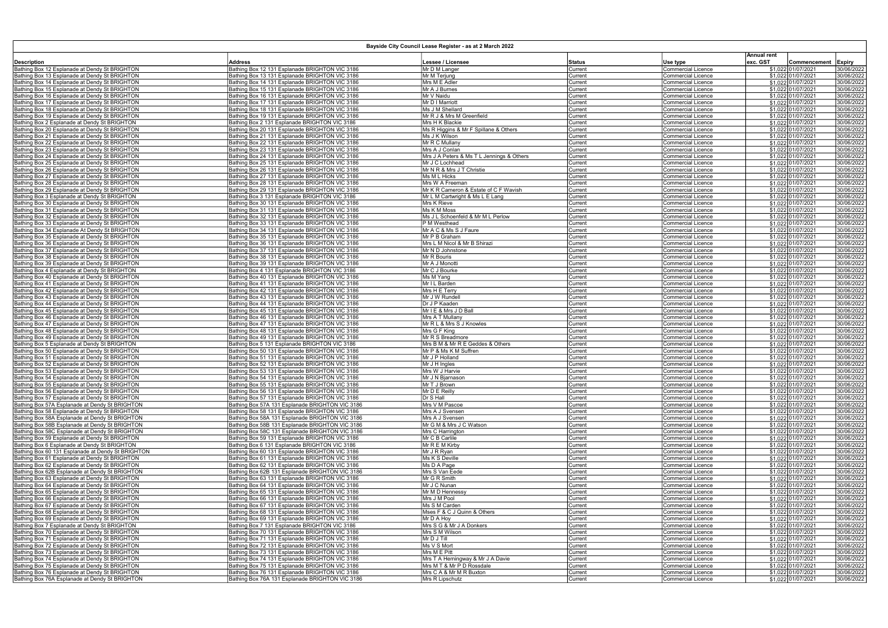| Bayside City Council Lease Register - as at 2 March 2022 | | | | | | | |
|---|---|---|---|---|---|---|---|
| **Description** | **Address** | **Lessee / Licensee** | **Status** | **Use type** | **Annual rent exc. GST** | **Commencement** | **Expiry** |
| Bathing Box 12 Esplanade at Dendy St BRIGHTON | Bathing Box 12 131 Esplanade BRIGHTON VIC 3186 | Mr D M Langer | Current | Commercial Licence | $1,022 | 01/07/2021 | 30/06/2022 |
| Bathing Box 13 Esplanade at Dendy St BRIGHTON | Bathing Box 13 131 Esplanade BRIGHTON VIC 3186 | Mr M Terjung | Current | Commercial Licence | $1,022 | 01/07/2021 | 30/06/2022 |
| Bathing Box 14 Esplanade at Dendy St BRIGHTON | Bathing Box 14 131 Esplanade BRIGHTON VIC 3186 | Mrs M E Adler | Current | Commercial Licence | $1,022 | 01/07/2021 | 30/06/2022 |
| Bathing Box 15 Esplanade at Dendy St BRIGHTON | Bathing Box 15 131 Esplanade BRIGHTON VIC 3186 | Mr A J Burnes | Current | Commercial Licence | $1,022 | 01/07/2021 | 30/06/2022 |
| Bathing Box 16 Esplanade at Dendy St BRIGHTON | Bathing Box 16 131 Esplanade BRIGHTON VIC 3186 | Mr V Naidu | Current | Commercial Licence | $1,022 | 01/07/2021 | 30/06/2022 |
| Bathing Box 17 Esplanade at Dendy St BRIGHTON | Bathing Box 17 131 Esplanade BRIGHTON VIC 3186 | Mr D I Marriott | Current | Commercial Licence | $1,022 | 01/07/2021 | 30/06/2022 |
| Bathing Box 18 Esplanade at Dendy St BRIGHTON | Bathing Box 18 131 Esplanade BRIGHTON VIC 3186 | Ms J M Shellard | Current | Commercial Licence | $1,022 | 01/07/2021 | 30/06/2022 |
| Bathing Box 19 Esplanade at Dendy St BRIGHTON | Bathing Box 19 131 Esplanade BRIGHTON VIC 3186 | Mr R J & Mrs M Greenfield | Current | Commercial Licence | $1,022 | 01/07/2021 | 30/06/2022 |
| Bathing Box 2 Esplanade at Dendy St BRIGHTON | Bathing Box 2 131 Esplanade BRIGHTON VIC 3186 | Mrs H K Blackie | Current | Commercial Licence | $1,022 | 01/07/2021 | 30/06/2022 |
| Bathing Box 20 Esplanade at Dendy St BRIGHTON | Bathing Box 20 131 Esplanade BRIGHTON VIC 3186 | Ms R Higgins & Mr F Spillane & Others | Current | Commercial Licence | $1,022 | 01/07/2021 | 30/06/2022 |
| Bathing Box 21 Esplanade at Dendy St BRIGHTON | Bathing Box 21 131 Esplanade BRIGHTON VIC 3186 | Ms J K Wilson | Current | Commercial Licence | $1,022 | 01/07/2021 | 30/06/2022 |
| Bathing Box 22 Esplanade at Dendy St BRIGHTON | Bathing Box 22 131 Esplanade BRIGHTON VIC 3186 | Mr R C Mullany | Current | Commercial Licence | $1,022 | 01/07/2021 | 30/06/2022 |
| Bathing Box 23 Esplanade at Dendy St BRIGHTON | Bathing Box 23 131 Esplanade BRIGHTON VIC 3186 | Mrs A J Conlan | Current | Commercial Licence | $1,022 | 01/07/2021 | 30/06/2022 |
| Bathing Box 24 Esplanade at Dendy St BRIGHTON | Bathing Box 24 131 Esplanade BRIGHTON VIC 3186 | Mrs J A Peters & Ms T L Jennings & Others | Current | Commercial Licence | $1,022 | 01/07/2021 | 30/06/2022 |
| Bathing Box 25 Esplanade at Dendy St BRIGHTON | Bathing Box 25 131 Esplanade BRIGHTON VIC 3186 | Mr J C Lochhead | Current | Commercial Licence | $1,022 | 01/07/2021 | 30/06/2022 |
| Bathing Box 26 Esplanade at Dendy St BRIGHTON | Bathing Box 26 131 Esplanade BRIGHTON VIC 3186 | Mr N R & Mrs J T Christie | Current | Commercial Licence | $1,022 | 01/07/2021 | 30/06/2022 |
| Bathing Box 27 Esplanade at Dendy St BRIGHTON | Bathing Box 27 131 Esplanade BRIGHTON VIC 3186 | Ms M L Hicks | Current | Commercial Licence | $1,022 | 01/07/2021 | 30/06/2022 |
| Bathing Box 28 Esplanade at Dendy St BRIGHTON | Bathing Box 28 131 Esplanade BRIGHTON VIC 3186 | Mrs W A Freeman | Current | Commercial Licence | $1,022 | 01/07/2021 | 30/06/2022 |
| Bathing Box 29 Esplanade at Dendy St BRIGHTON | Bathing Box 29 131 Esplanade BRIGHTON VIC 3186 | Mr K R Cameron & Estate of C F Wavish | Current | Commercial Licence | $1,022 | 01/07/2021 | 30/06/2022 |
| Bathing Box 3 Esplanade at Dendy St BRIGHTON | Bathing Box 3 131 Esplanade BRIGHTON VIC 3186 | Mr L M Cartwright & Ms L E Lang | Current | Commercial Licence | $1,022 | 01/07/2021 | 30/06/2022 |
| Bathing Box 30 Esplanade at Dendy St BRIGHTON | Bathing Box 30 131 Esplanade BRIGHTON VIC 3186 | Mrs K Rieve | Current | Commercial Licence | $1,022 | 01/07/2021 | 30/06/2022 |
| Bathing Box 31 Esplanade at Dendy St BRIGHTON | Bathing Box 31 131 Esplanade BRIGHTON VIC 3186 | Ms K M Moss | Current | Commercial Licence | $1,022 | 01/07/2021 | 30/06/2022 |
| Bathing Box 32 Esplanade at Dendy St BRIGHTON | Bathing Box 32 131 Esplanade BRIGHTON VIC 3186 | Ms J L Schoenfeld & Mr M L Perlow | Current | Commercial Licence | $1,022 | 01/07/2021 | 30/06/2022 |
| Bathing Box 33 Esplanade at Dendy St BRIGHTON | Bathing Box 33 131 Esplanade BRIGHTON VIC 3186 | P M Westhead | Current | Commercial Licence | $1,022 | 01/07/2021 | 30/06/2022 |
| Bathing Box 34 Esplanade At Dendy St BRIGHTON | Bathing Box 34 131 Esplanade BRIGHTON VIC 3186 | Mr A C & Ms S J Faure | Current | Commercial Licence | $1,022 | 01/07/2021 | 30/06/2022 |
| Bathing Box 35 Esplanade at Dendy St BRIGHTON | Bathing Box 35 131 Esplanade BRIGHTON VIC 3186 | Mr P B Graham | Current | Commercial Licence | $1,022 | 01/07/2021 | 30/06/2022 |
| Bathing Box 36 Esplanade at Dendy St BRIGHTON | Bathing Box 36 131 Esplanade BRIGHTON VIC 3186 | Mrs L M Nicol & Mr B Shirazi | Current | Commercial Licence | $1,022 | 01/07/2021 | 30/06/2022 |
| Bathing Box 37 Esplanade at Dendy St BRIGHTON | Bathing Box 37 131 Esplanade BRIGHTON VIC 3186 | Mr N D Johnstone | Current | Commercial Licence | $1,022 | 01/07/2021 | 30/06/2022 |
| Bathing Box 38 Esplanade at Dendy St BRIGHTON | Bathing Box 38 131 Esplanade BRIGHTON VIC 3186 | Mr R Bouris | Current | Commercial Licence | $1,022 | 01/07/2021 | 30/06/2022 |
| Bathing Box 39 Esplanade at Dendy St BRIGHTON | Bathing Box 39 131 Esplanade BRIGHTON VIC 3186 | Mr A J Monotti | Current | Commercial Licence | $1,022 | 01/07/2021 | 30/06/2022 |
| Bathing Box 4 Esplanade at Dendy St BRIGHTON | Bathing Box 4 131 Esplanade BRIGHTON VIC 3186 | Mr C J Bourke | Current | Commercial Licence | $1,022 | 01/07/2021 | 30/06/2022 |
| Bathing Box 40 Esplanade at Dendy St BRIGHTON | Bathing Box 40 131 Esplanade BRIGHTON VIC 3186 | Ms M Yang | Current | Commercial Licence | $1,022 | 01/07/2021 | 30/06/2022 |
| Bathing Box 41 Esplanade at Dendy St BRIGHTON | Bathing Box 41 131 Esplanade BRIGHTON VIC 3186 | Mr I L Barden | Current | Commercial Licence | $1,022 | 01/07/2021 | 30/06/2022 |
| Bathing Box 42 Esplanade at Dendy St BRIGHTON | Bathing Box 42 131 Esplanade BRIGHTON VIC 3186 | Mrs H E Terry | Current | Commercial Licence | $1,022 | 01/07/2021 | 30/06/2022 |
| Bathing Box 43 Esplanade at Dendy St BRIGHTON | Bathing Box 43 131 Esplanade BRIGHTON VIC 3186 | Mr J W Rundell | Current | Commercial Licence | $1,022 | 01/07/2021 | 30/06/2022 |
| Bathing Box 44 Esplanade at Dendy St BRIGHTON | Bathing Box 44 131 Esplanade BRIGHTON VIC 3186 | Dr J P Kaaden | Current | Commercial Licence | $1,022 | 01/07/2021 | 30/06/2022 |
| Bathing Box 45 Esplanade at Dendy St BRIGHTON | Bathing Box 45 131 Esplanade BRIGHTON VIC 3186 | Mr I E & Mrs J D Ball | Current | Commercial Licence | $1,022 | 01/07/2021 | 30/06/2022 |
| Bathing Box 46 Esplanade at Dendy St BRIGHTON | Bathing Box 46 131 Esplanade BRIGHTON VIC 3186 | Mrs A T Mullany | Current | Commercial Licence | $1,022 | 01/07/2021 | 30/06/2022 |
| Bathing Box 47 Esplanade at Dendy St BRIGHTON | Bathing Box 47 131 Esplanade BRIGHTON VIC 3186 | Mr R L & Mrs S J Knowles | Current | Commercial Licence | $1,022 | 01/07/2021 | 30/06/2022 |
| Bathing Box 48 Esplanade at Dendy St BRIGHTON | Bathing Box 48 131 Esplanade BRIGHTON VIC 3186 | Mrs G F King | Current | Commercial Licence | $1,022 | 01/07/2021 | 30/06/2022 |
| Bathing Box 49 Esplanade at Dendy St BRIGHTON | Bathing Box 49 131 Esplanade BRIGHTON VIC 3186 | Mr R S Breadmore | Current | Commercial Licence | $1,022 | 01/07/2021 | 30/06/2022 |
| Bathing Box 5 Esplanade at Dendy St BRIGHTON | Bathing Box 5 131 Esplanade BRIGHTON VIC 3186 | Mrs B M & Mr R E Geddes & Others | Current | Commercial Licence | $1,022 | 01/07/2021 | 30/06/2022 |
| Bathing Box 50 Esplanade at Dendy St BRIGHTON | Bathing Box 50 131 Esplanade BRIGHTON VIC 3186 | Mr P & Ms K M Suffren | Current | Commercial Licence | $1,022 | 01/07/2021 | 30/06/2022 |
| Bathing Box 51 Esplanade at Dendy St BRIGHTON | Bathing Box 51 131 Esplanade BRIGHTON VIC 3186 | Mr J P Holland | Current | Commercial Licence | $1,022 | 01/07/2021 | 30/06/2022 |
| Bathing Box 52 Esplanade at Dendy St BRIGHTON | Bathing Box 52 131 Esplanade BRIGHTON VIC 3186 | Mr J H Ingles | Current | Commercial Licence | $1,022 | 01/07/2021 | 30/06/2022 |
| Bathing Box 53 Esplanade at Dendy St BRIGHTON | Bathing Box 53 131 Esplanade BRIGHTON VIC 3186 | Mrs W J Harvie | Current | Commercial Licence | $1,022 | 01/07/2021 | 30/06/2022 |
| Bathing Box 54 Esplanade at Dendy St BRIGHTON | Bathing Box 54 131 Esplanade BRIGHTON VIC 3186 | Mr J N Bjarnason | Current | Commercial Licence | $1,022 | 01/07/2021 | 30/06/2022 |
| Bathing Box 55 Esplanade at Dendy St BRIGHTON | Bathing Box 55 131 Esplanade BRIGHTON VIC 3186 | Mr T J Brown | Current | Commercial Licence | $1,022 | 01/07/2021 | 30/06/2022 |
| Bathing Box 56 Esplanade at Dendy St BRIGHTON | Bathing Box 56 131 Esplanade BRIGHTON VIC 3186 | Mr D E Reilly | Current | Commercial Licence | $1,022 | 01/07/2021 | 30/06/2022 |
| Bathing Box 57 Esplanade at Dendy St BRIGHTON | Bathing Box 57 131 Esplanade BRIGHTON VIC 3186 | Dr S Hall | Current | Commercial Licence | $1,022 | 01/07/2021 | 30/06/2022 |
| Bathing Box 57A Esplanade at Dendy St BRIGHTON | Bathing Box 57A 131 Esplanade BRIGHTON VIC 3186 | Mrs V M Pascoe | Current | Commercial Licence | $1,022 | 01/07/2021 | 30/06/2022 |
| Bathing Box 58 Esplanade at Dendy St BRIGHTON | Bathing Box 58 131 Esplanade BRIGHTON VIC 3186 | Mrs A J Svensen | Current | Commercial Licence | $1,022 | 01/07/2021 | 30/06/2022 |
| Bathing Box 58A Esplanade at Dendy St BRIGHTON | Bathing Box 58A 131 Esplanade BRIGHTON VIC 3186 | Mrs A J Svensen | Current | Commercial Licence | $1,022 | 01/07/2021 | 30/06/2022 |
| Bathing Box 58B Esplanade at Dendy St BRIGHTON | Bathing Box 58B 131 Esplanade BRIGHTON VIC 3186 | Mr G M & Mrs J C Watson | Current | Commercial Licence | $1,022 | 01/07/2021 | 30/06/2022 |
| Bathing Box 58C Esplanade at Dendy St BRIGHTON | Bathing Box 58C 131 Esplanade BRIGHTON VIC 3186 | Mrs C Harrington | Current | Commercial Licence | $1,022 | 01/07/2021 | 30/06/2022 |
| Bathing Box 59 Esplanade at Dendy St BRIGHTON | Bathing Box 59 131 Esplanade BRIGHTON VIC 3186 | Mr C B Carlile | Current | Commercial Licence | $1,022 | 01/07/2021 | 30/06/2022 |
| Bathing Box 6 Esplanade at Dendy St BRIGHTON | Bathing Box 6 131 Esplanade BRIGHTON VIC 3186 | Mr R E M Kirby | Current | Commercial Licence | $1,022 | 01/07/2021 | 30/06/2022 |
| Bathing Box 60 131 Esplanade at Dendy St BRIGHTON | Bathing Box 60 131 Esplanade BRIGHTON VIC 3186 | Mr J R Ryan | Current | Commercial Licence | $1,022 | 01/07/2021 | 30/06/2022 |
| Bathing Box 61 Esplanade at Dendy St BRIGHTON | Bathing Box 61 131 Esplanade BRIGHTON VIC 3186 | Ms K S Deville | Current | Commercial Licence | $1,022 | 01/07/2021 | 30/06/2022 |
| Bathing Box 62 Esplanade at Dendy St BRIGHTON | Bathing Box 62 131 Esplanade BRIGHTON VIC 3186 | Ms D A Page | Current | Commercial Licence | $1,022 | 01/07/2021 | 30/06/2022 |
| Bathing Box 62B Esplanade at Dendy St BRIGHTON | Bathing Box 62B 131 Esplanade BRIGHTON VIC 3186 | Mrs S Van Eede | Current | Commercial Licence | $1,022 | 01/07/2021 | 30/06/2022 |
| Bathing Box 63 Esplanade at Dendy St BRIGHTON | Bathing Box 63 131 Esplanade BRIGHTON VIC 3186 | Mr G R Smith | Current | Commercial Licence | $1,022 | 01/07/2021 | 30/06/2022 |
| Bathing Box 64 Esplanade at Dendy St BRIGHTON | Bathing Box 64 131 Esplanade BRIGHTON VIC 3186 | Mr J C Nunan | Current | Commercial Licence | $1,022 | 01/07/2021 | 30/06/2022 |
| Bathing Box 65 Esplanade at Dendy St BRIGHTON | Bathing Box 65 131 Esplanade BRIGHTON VIC 3186 | Mr M D Hennessy | Current | Commercial Licence | $1,022 | 01/07/2021 | 30/06/2022 |
| Bathing Box 66 Esplanade at Dendy St BRIGHTON | Bathing Box 66 131 Esplanade BRIGHTON VIC 3186 | Mrs J M Pool | Current | Commercial Licence | $1,022 | 01/07/2021 | 30/06/2022 |
| Bathing Box 67 Esplanade at Dendy St BRIGHTON | Bathing Box 67 131 Esplanade BRIGHTON VIC 3186 | Ms S M Carden | Current | Commercial Licence | $1,022 | 01/07/2021 | 30/06/2022 |
| Bathing Box 68 Esplanade at Dendy St BRIGHTON | Bathing Box 68 131 Esplanade BRIGHTON VIC 3186 | Mses F & C J Quinn & Others | Current | Commercial Licence | $1,022 | 01/07/2021 | 30/06/2022 |
| Bathing Box 69 Esplanade at Dendy St BRIGHTON | Bathing Box 69 131 Esplanade BRIGHTON VIC 3186 | Mr D A Hoy | Current | Commercial Licence | $1,022 | 01/07/2021 | 30/06/2022 |
| Bathing Box 7 Esplanade at Dendy St BRIGHTON | Bathing Box 7 131 Esplanade BRIGHTON VIC 3186 | Mrs S G & Mr J A Donkers | Current | Commercial Licence | $1,022 | 01/07/2021 | 30/06/2022 |
| Bathing Box 70 Esplanade at Dendy St BRIGHTON | Bathing Box 70 131 Esplanade BRIGHTON VIC 3186 | Mrs S M Wilson | Current | Commercial Licence | $1,022 | 01/07/2021 | 30/06/2022 |
| Bathing Box 71 Esplanade at Dendy St BRIGHTON | Bathing Box 71 131 Esplanade BRIGHTON VIC 3186 | Mr D J Till | Current | Commercial Licence | $1,022 | 01/07/2021 | 30/06/2022 |
| Bathing Box 72 Esplanade at Dendy St BRIGHTON | Bathing Box 72 131 Esplanade BRIGHTON VIC 3186 | Ms V S Mort | Current | Commercial Licence | $1,022 | 01/07/2021 | 30/06/2022 |
| Bathing Box 73 Esplanade at Dendy St BRIGHTON | Bathing Box 73 131 Esplanade BRIGHTON VIC 3186 | Mrs M E Pitt | Current | Commercial Licence | $1,022 | 01/07/2021 | 30/06/2022 |
| Bathing Box 74 Esplanade at Dendy St BRIGHTON | Bathing Box 74 131 Esplanade BRIGHTON VIC 3186 | Mrs T A Hemingway & Mr J A Davie | Current | Commercial Licence | $1,022 | 01/07/2021 | 30/06/2022 |
| Bathing Box 75 Esplanade at Dendy St BRIGHTON | Bathing Box 75 131 Esplanade BRIGHTON VIC 3186 | Mrs M T & Mr P D Rossdale | Current | Commercial Licence | $1,022 | 01/07/2021 | 30/06/2022 |
| Bathing Box 76 Esplanade at Dendy St BRIGHTON | Bathing Box 76 131 Esplanade BRIGHTON VIC 3186 | Mrs C A & Mr M R Buxton | Current | Commercial Licence | $1,022 | 01/07/2021 | 30/06/2022 |
| Bathing Box 76A Esplanade at Dendy St BRIGHTON | Bathing Box 76A 131 Esplanade BRIGHTON VIC 3186 | Mrs R Lipschutz | Current | Commercial Licence | $1,022 | 01/07/2021 | 30/06/2022 |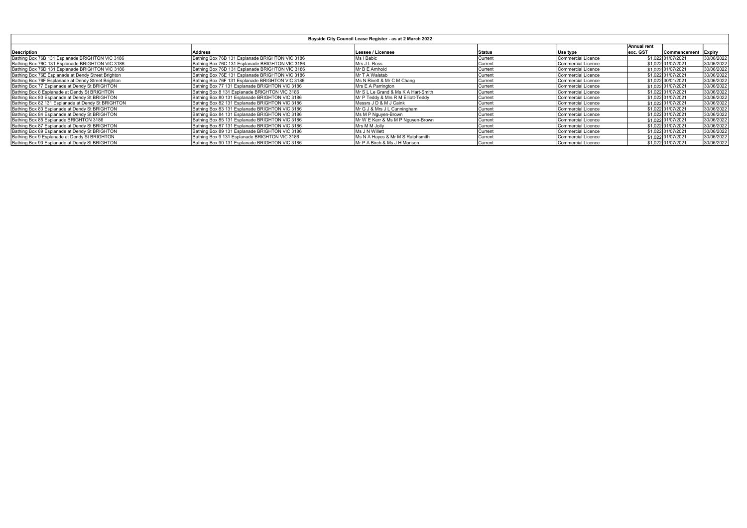| Bayside City Council Lease Register - as at 2 March 2022 | | | | | | | |
|---|---|---|---|---|---|---|---|
| Description | Address | Lessee / Licensee | Status | Use type | Annual rent exc. GST | Commencement | Expiry |
| Bathing Box 76B 131 Esplanade BRIGHTON VIC 3186 | Bathing Box 76B 131 Esplanade BRIGHTON VIC 3186 | Ms I Babic | Current | Commercial Licence | $1,022 | 01/07/2021 | 30/06/2022 |
| Bathing Box 76C 131 Esplanade BRIGHTON VIC 3186 | Bathing Box 76C 131 Esplanade BRIGHTON VIC 3186 | Mrs J L Ross | Current | Commercial Licence | $1,022 | 01/07/2021 | 30/06/2022 |
| Bathing Box 76D 131 Esplanade BRIGHTON VIC 3186 | Bathing Box 76D 131 Esplanade BRIGHTON VIC 3186 | Mr B E Arnhold | Current | Commercial Licence | $1,022 | 01/07/2021 | 30/06/2022 |
| Bathing Box 76E Esplanade at Dendy Street Brighton | Bathing Box 76E 131 Esplanade BRIGHTON VIC 3186 | Mr T A Walstab | Current | Commercial Licence | $1,022 | 01/07/2021 | 30/06/2022 |
| Bathing Box 76F Esplanade at Dendy Street Brighton | Bathing Box 76F 131 Esplanade BRIGHTON VIC 3186 | Ms N Rivett & Mr C M Chang | Current | Commercial Licence | $1,022 | 30/01/2021 | 30/06/2022 |
| Bathing Box 77 Esplanade at Dendy St BRIGHTON | Bathing Box 77 131 Esplanade BRIGHTON VIC 3186 | Mrs E A Parrington | Current | Commercial Licence | $1,022 | 01/07/2021 | 30/06/2022 |
| Bathing Box 8 Esplanade at Dendy St BRIGHTON | Bathing Box 8 131 Esplanade BRIGHTON VIC 3186 | Mr S L Le Grand & Ms K A Hart-Smith | Current | Commercial Licence | $1,022 | 01/07/2021 | 30/06/2022 |
| Bathing Box 80 Esplanade at Dendy St BRIGHTON | Bathing Box 80 131 Esplanade BRIGHTON VIC 3186 | Mr P Teddy & Mrs R M Elliott-Teddy | Current | Commercial Licence | $1,022 | 01/07/2021 | 30/06/2022 |
| Bathing Box 82 131 Esplanade at Dendy St BRIGHTON | Bathing Box 82 131 Esplanade BRIGHTON VIC 3186 | Messrs J D & M J Caink | Current | Commercial Licence | $1,022 | 01/07/2021 | 30/06/2022 |
| Bathing Box 83 Esplanade at Dendy St BRIGHTON | Bathing Box 83 131 Esplanade BRIGHTON VIC 3186 | Mr G J & Mrs J L Cunningham | Current | Commercial Licence | $1,022 | 01/07/2021 | 30/06/2022 |
| Bathing Box 84 Esplanade at Dendy St BRIGHTON | Bathing Box 84 131 Esplanade BRIGHTON VIC 3186 | Ms M P Nguyen-Brown | Current | Commercial Licence | $1,022 | 01/07/2021 | 30/06/2022 |
| Bathing Box 85 Esplanade BRIGHTON 3186 | Bathing Box 85 131 Esplanade BRIGHTON VIC 3186 | Mr W E Kerr & Ms M P Nguyen-Brown | Current | Commercial Licence | $1,022 | 01/07/2021 | 30/06/2022 |
| Bathing Box 87 Esplanade at Dendy St BRIGHTON | Bathing Box 87 131 Esplanade BRIGHTON VIC 3186 | Mrs M M Jolly | Current | Commercial Licence | $1,022 | 01/07/2021 | 30/06/2022 |
| Bathing Box 89 Esplanade at Dendy St BRIGHTON | Bathing Box 89 131 Esplanade BRIGHTON VIC 3186 | Ms J N Willett | Current | Commercial Licence | $1,022 | 01/07/2021 | 30/06/2022 |
| Bathing Box 9 Esplanade at Dendy St BRIGHTON | Bathing Box 9 131 Esplanade BRIGHTON VIC 3186 | Ms N A Hayes & Mr M S Ralphsmith | Current | Commercial Licence | $1,022 | 01/07/2021 | 30/06/2022 |
| Bathing Box 90 Esplanade at Dendy St BRIGHTON | Bathing Box 90 131 Esplanade BRIGHTON VIC 3186 | Mr P A Birch & Ms J H Morison | Current | Commercial Licence | $1,022 | 01/07/2021 | 30/06/2022 |